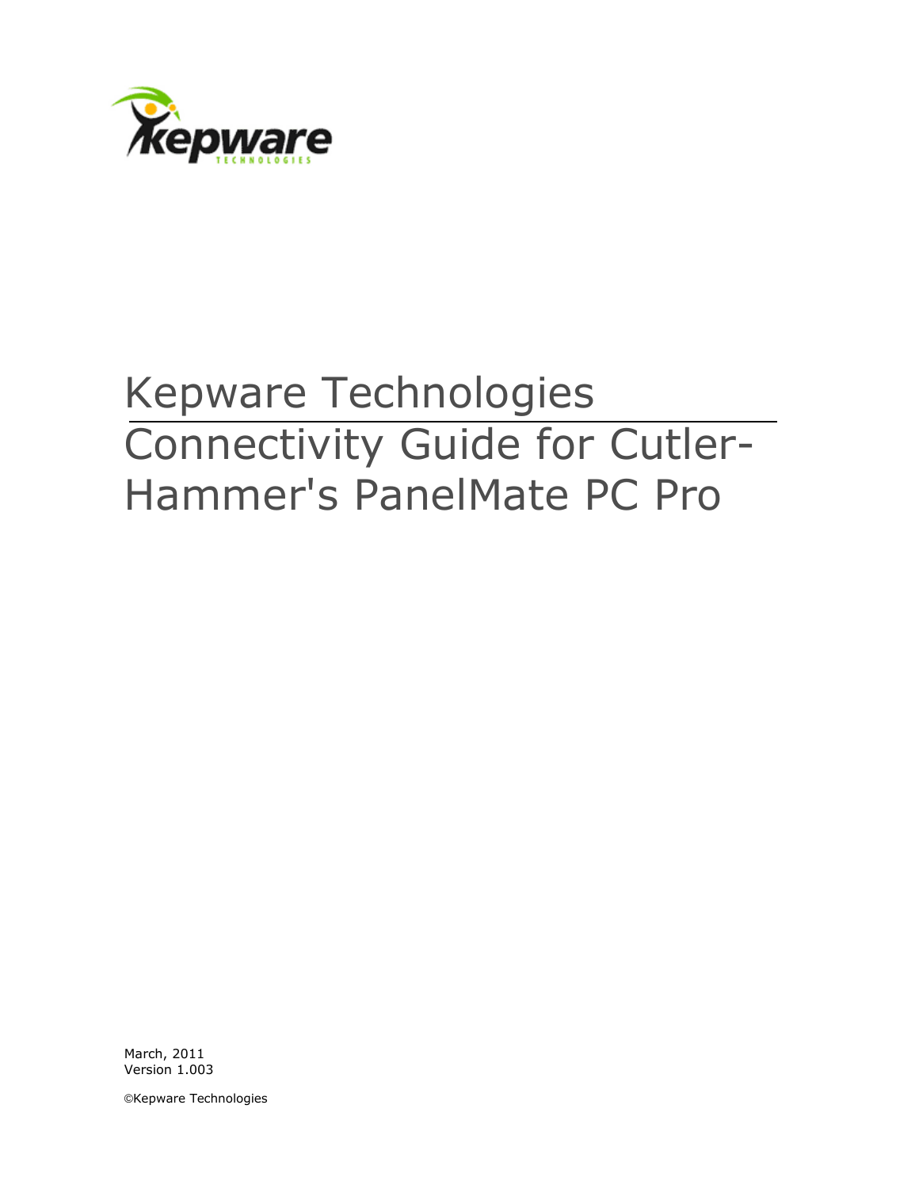# Kepware Technologies

# Connectivity Guide for Cutler-Hammer's PanelMate PC Pro

March, 2011
Version 1.003

©Kepware Technologies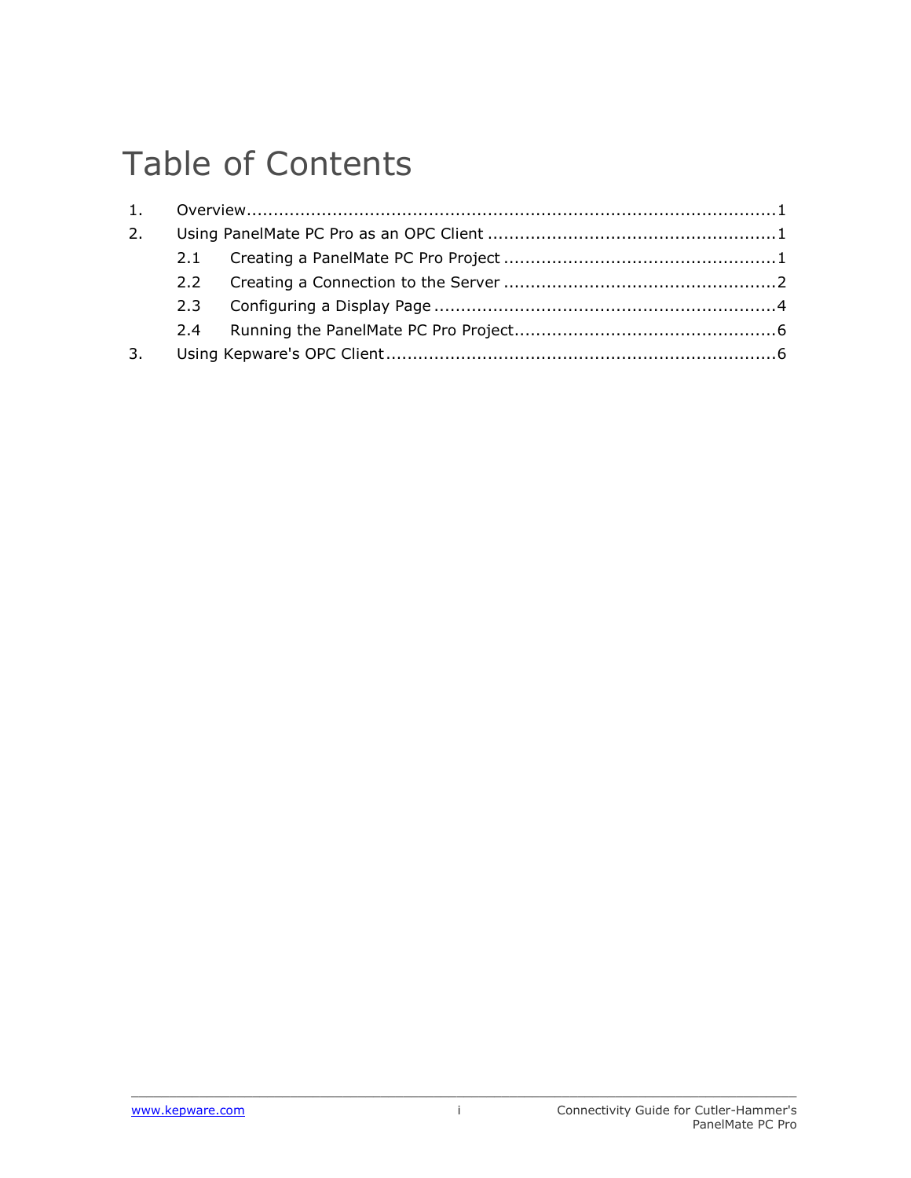# Table of Contents

1. Overview....................................................................................1
2. Using PanelMate PC Pro as an OPC Client ........................................1
   - 2.1 Creating a PanelMate PC Pro Project ........................................1
   - 2.2 Creating a Connection to the Server ........................................2
   - 2.3 Configuring a Display Page ......................................................4
   - 2.4 Running the PanelMate PC Pro Project.......................................6
3. Using Kepware's OPC Client.............................................................6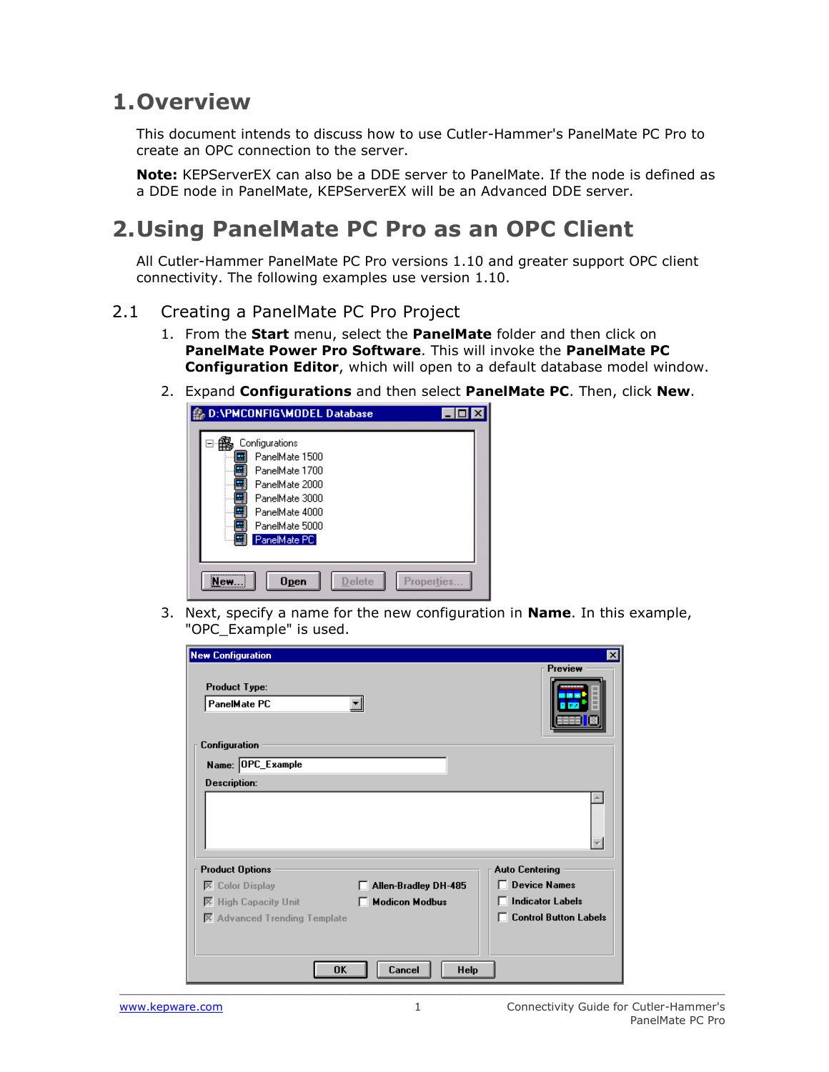# 1. Overview

This document intends to discuss how to use Cutler-Hammer's PanelMate PC Pro to create an OPC connection to the server.

**Note:** KEPServerEX can also be a DDE server to PanelMate. If the node is defined as a DDE node in PanelMate, KEPServerEX will be an Advanced DDE server.

# 2. Using PanelMate PC Pro as an OPC Client

All Cutler-Hammer PanelMate PC Pro versions 1.10 and greater support OPC client connectivity. The following examples use version 1.10.

## 2.1 Creating a PanelMate PC Pro Project

1. From the **Start** menu, select the **PanelMate** folder and then click on **PanelMate Power Pro Software**. This will invoke the **PanelMate PC Configuration Editor**, which will open to a default database model window.

2. Expand **Configurations** and then select **PanelMate PC**. Then, click **New**.

3. Next, specify a name for the new configuration in **Name**. In this example, "OPC_Example" is used.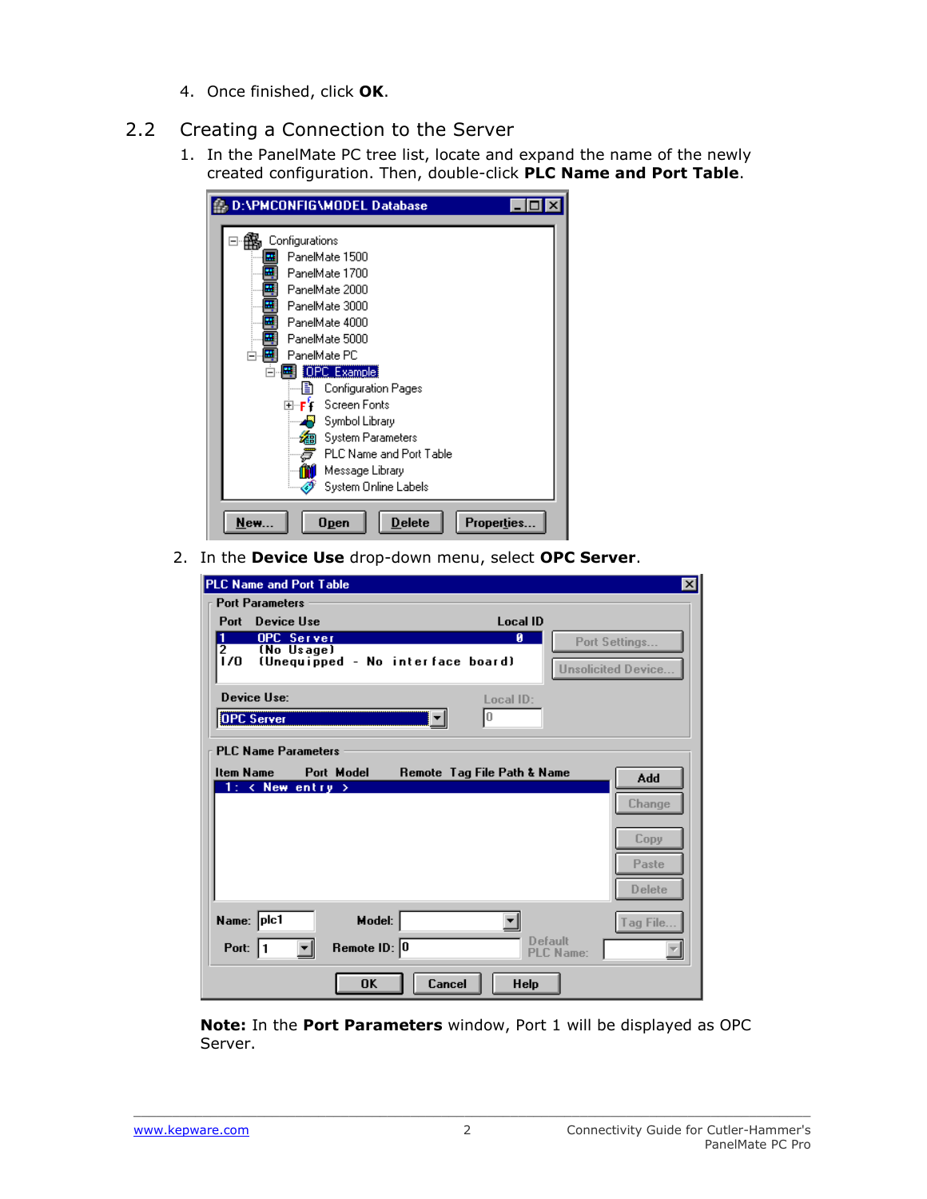4. Once finished, click **OK**.

## 2.2 Creating a Connection to the Server

1. In the PanelMate PC tree list, locate and expand the name of the newly created configuration. Then, double-click **PLC Name and Port Table**.

2. In the **Device Use** drop-down menu, select **OPC Server**.

**Note:** In the **Port Parameters** window, Port 1 will be displayed as OPC Server.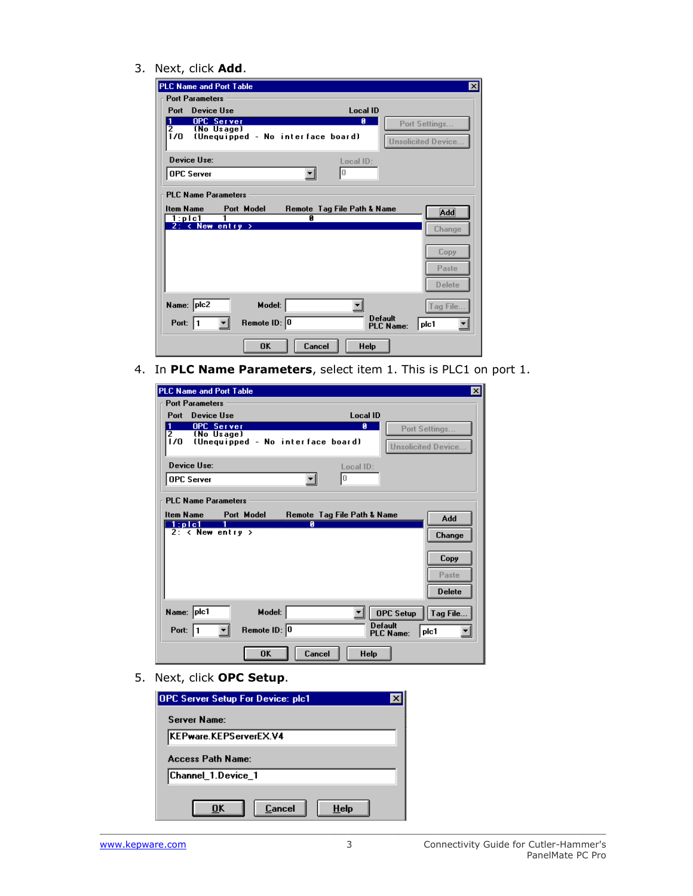3. Next, click **Add**.

PLC Name and Port Table

Port Parameters

Port Device Use Local ID

1 OPC Server 0
2 (No Usage)
I/O (Unequipped - No interface board)

Port Settings...
Unsolicited Device...

Device Use: OPC Server
Local ID: 0

PLC Name Parameters

Item Name Port Model Remote Tag File Path & Name

1: plc1 1 0
2: < New entry >

Add
Change
Copy
Paste
Delete

Name: plc2
Model:
Tag File...
Port: 1
Remote ID: 0
Default PLC Name: plc1

OK Cancel Help

4. In **PLC Name Parameters**, select item 1. This is PLC1 on port 1.

PLC Name and Port Table

Port Parameters

Port Device Use Local ID

1 OPC Server 0
2 (No Usage)
I/O (Unequipped - No interface board)

Port Settings...
Unsolicited Device...

Device Use: OPC Server
Local ID: 0

PLC Name Parameters

Item Name Port Model Remote Tag File Path & Name

1: plc1 1 0
2: < New entry >

Add
Change
Copy
Paste
Delete

Name: plc1
Model:
OPC Setup
Tag File...
Port: 1
Remote ID: 0
Default PLC Name: plc1

OK Cancel Help

5. Next, click **OPC Setup**.

OPC Server Setup For Device: plc1

Server Name:
KEPware.KEPServerEX.V4

Access Path Name:
Channel_1.Device_1

OK Cancel Help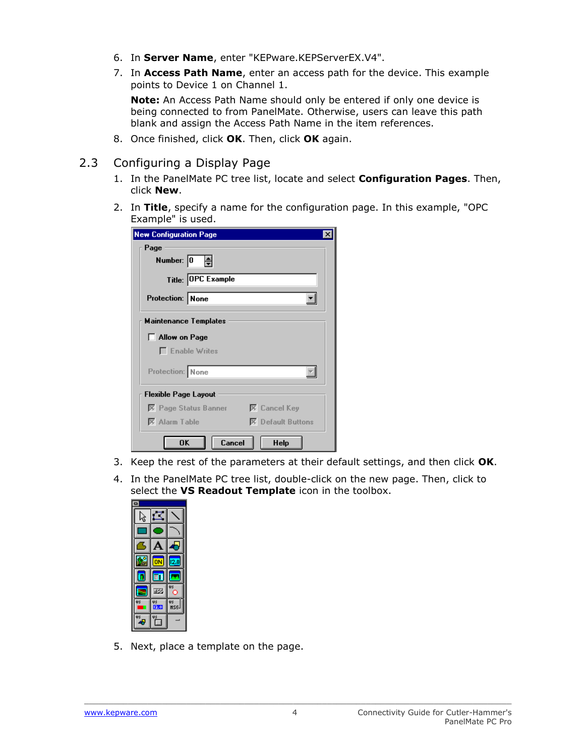6. In **Server Name**, enter "KEPware.KEPServerEX.V4".
7. In **Access Path Name**, enter an access path for the device. This example points to Device 1 on Channel 1.

   **Note:** An Access Path Name should only be entered if only one device is being connected to from PanelMate. Otherwise, users can leave this path blank and assign the Access Path Name in the item references.
8. Once finished, click **OK**. Then, click **OK** again.

## 2.3 Configuring a Display Page

1. In the PanelMate PC tree list, locate and select **Configuration Pages**. Then, click **New**.
2. In **Title**, specify a name for the configuration page. In this example, "OPC Example" is used.
3. Keep the rest of the parameters at their default settings, and then click **OK**.
4. In the PanelMate PC tree list, double-click on the new page. Then, click to select the **VS Readout Template** icon in the toolbox.
5. Next, place a template on the page.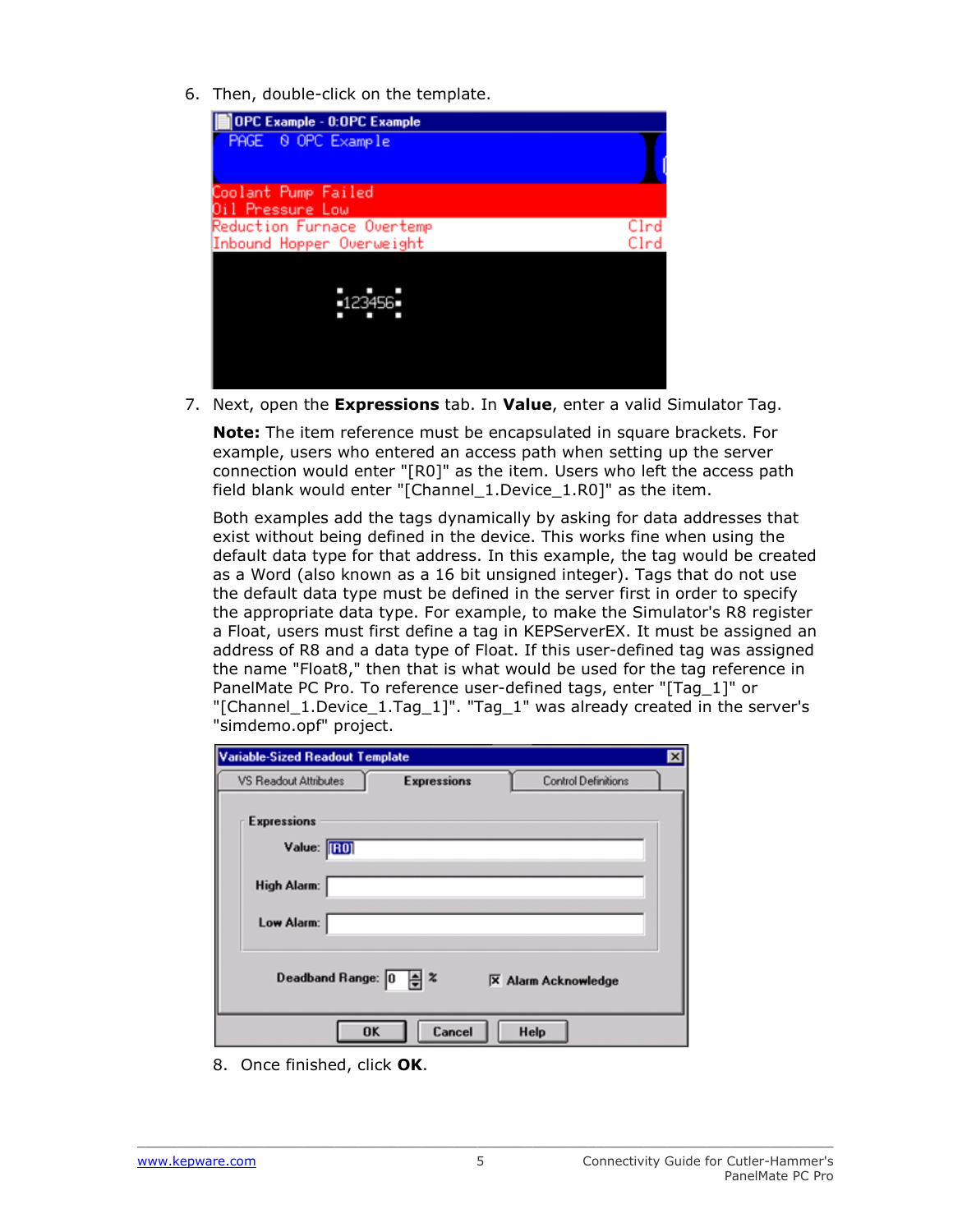6. Then, double-click on the template.

7. Next, open the **Expressions** tab. In **Value**, enter a valid Simulator Tag.

   **Note:** The item reference must be encapsulated in square brackets. For example, users who entered an access path when setting up the server connection would enter "[R0]" as the item. Users who left the access path field blank would enter "[Channel_1.Device_1.R0]" as the item.

   Both examples add the tags dynamically by asking for data addresses that exist without being defined in the device. This works fine when using the default data type for that address. In this example, the tag would be created as a Word (also known as a 16 bit unsigned integer). Tags that do not use the default data type must be defined in the server first in order to specify the appropriate data type. For example, to make the Simulator's R8 register a Float, users must first define a tag in KEPServerEX. It must be assigned an address of R8 and a data type of Float. If this user-defined tag was assigned the name "Float8," then that is what would be used for the tag reference in PanelMate PC Pro. To reference user-defined tags, enter "[Tag_1]" or "[Channel_1.Device_1.Tag_1]". "Tag_1" was already created in the server's "simdemo.opf" project.

8. Once finished, click **OK**.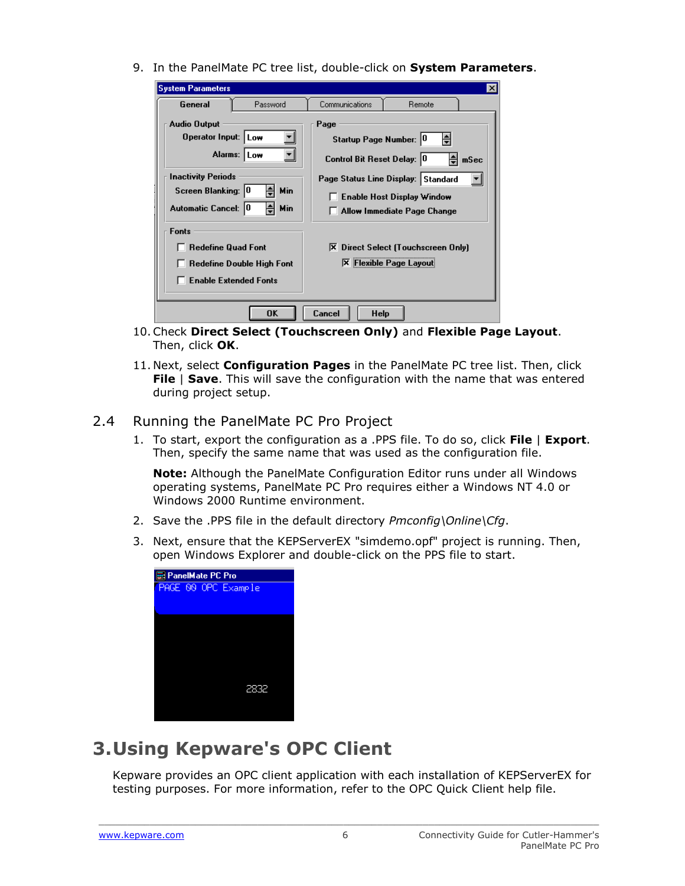9. In the PanelMate PC tree list, double-click on **System Parameters**.

10. Check **Direct Select (Touchscreen Only)** and **Flexible Page Layout**. Then, click **OK**.

11. Next, select **Configuration Pages** in the PanelMate PC tree list. Then, click **File** | **Save**. This will save the configuration with the name that was entered during project setup.

## 2.4 Running the PanelMate PC Pro Project

1. To start, export the configuration as a .PPS file. To do so, click **File** | **Export**. Then, specify the same name that was used as the configuration file.

   **Note:** Although the PanelMate Configuration Editor runs under all Windows operating systems, PanelMate PC Pro requires either a Windows NT 4.0 or Windows 2000 Runtime environment.

2. Save the .PPS file in the default directory *Pmconfig\Online\Cfg*.

3. Next, ensure that the KEPServerEX "simdemo.opf" project is running. Then, open Windows Explorer and double-click on the PPS file to start.

# 3. Using Kepware's OPC Client

Kepware provides an OPC client application with each installation of KEPServerEX for testing purposes. For more information, refer to the OPC Quick Client help file.